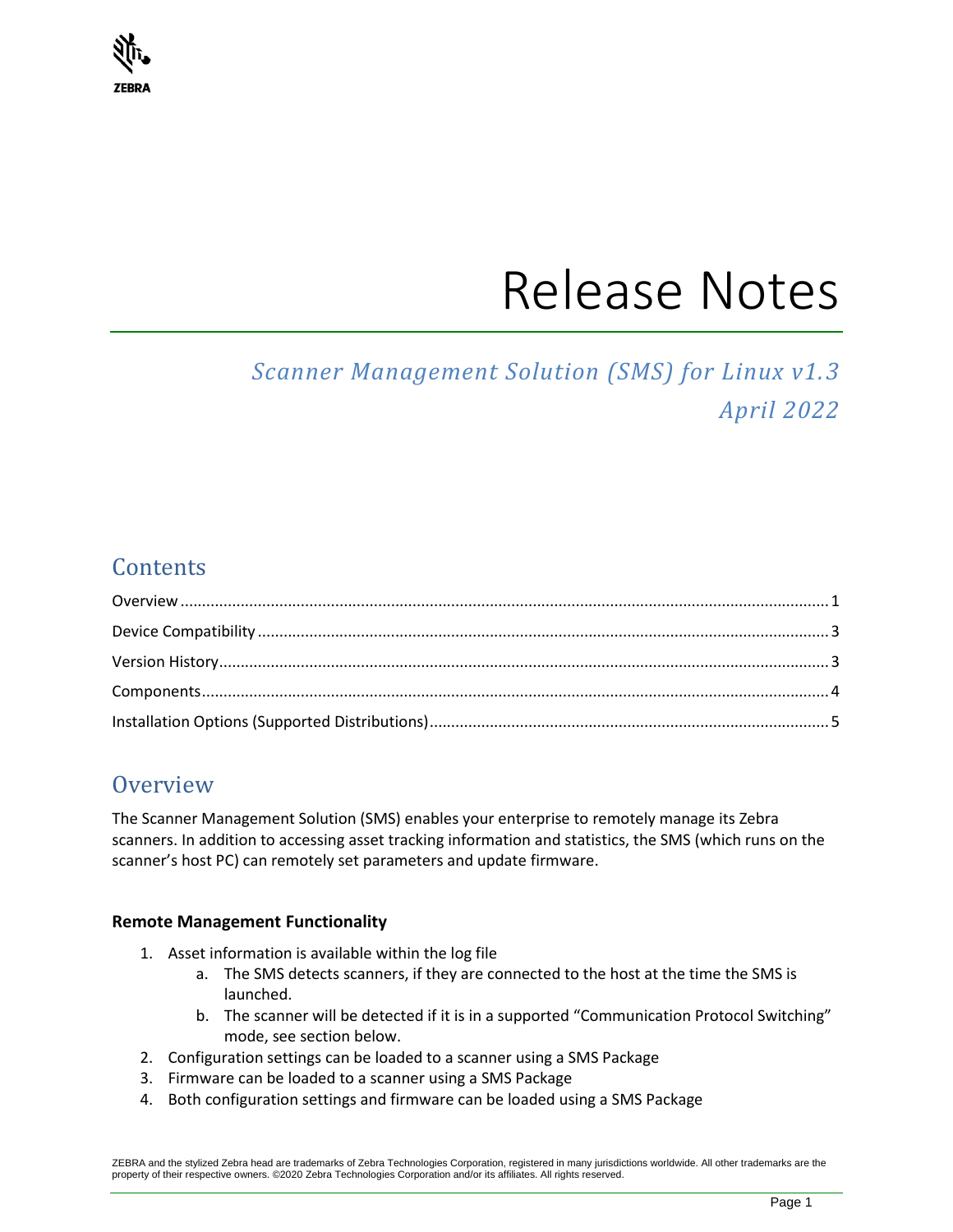# Release Notes

## *Scanner Management Solution (SMS) for Linux v1.3*
## *April 2022*

## Contents

Overview ..... 1
Device Compatibility ..... 3
Version History ..... 3
Components ..... 4
Installation Options (Supported Distributions) ..... 5

## Overview

The Scanner Management Solution (SMS) enables your enterprise to remotely manage its Zebra scanners. In addition to accessing asset tracking information and statistics, the SMS (which runs on the scanner's host PC) can remotely set parameters and update firmware.

**Remote Management Functionality**

1. Asset information is available within the log file
   a. The SMS detects scanners, if they are connected to the host at the time the SMS is launched.
   b. The scanner will be detected if it is in a supported "Communication Protocol Switching" mode, see section below.
2. Configuration settings can be loaded to a scanner using a SMS Package
3. Firmware can be loaded to a scanner using a SMS Package
4. Both configuration settings and firmware can be loaded using a SMS Package

ZEBRA and the stylized Zebra head are trademarks of Zebra Technologies Corporation, registered in many jurisdictions worldwide. All other trademarks are the property of their respective owners. ©2020 Zebra Technologies Corporation and/or its affiliates. All rights reserved.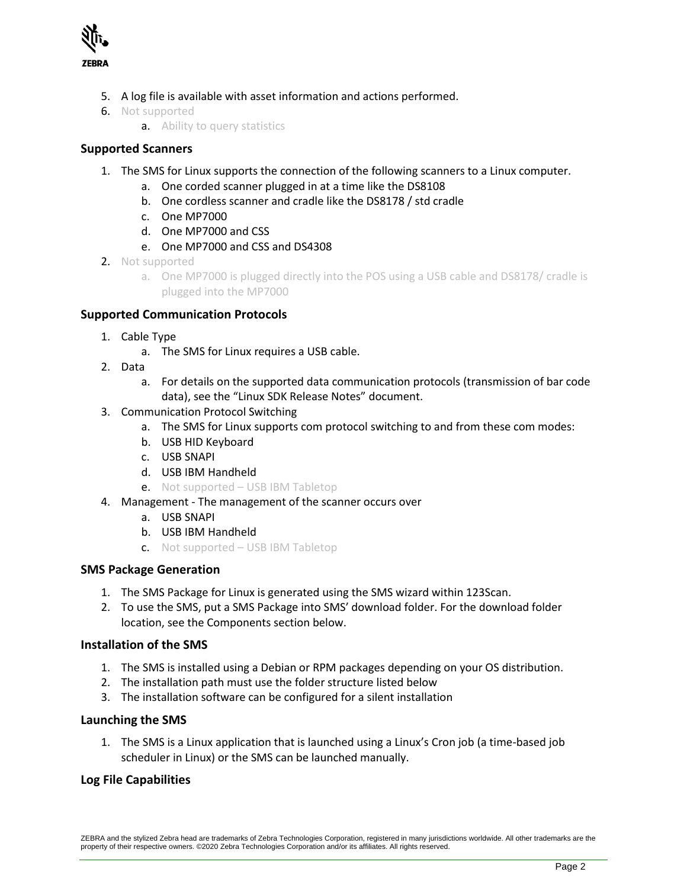5. A log file is available with asset information and actions performed.
6. Not supported
    a. Ability to query statistics

### Supported Scanners

1. The SMS for Linux supports the connection of the following scanners to a Linux computer.
    a. One corded scanner plugged in at a time like the DS8108
    b. One cordless scanner and cradle like the DS8178 / std cradle
    c. One MP7000
    d. One MP7000 and CSS
    e. One MP7000 and CSS and DS4308
2. Not supported
    a. One MP7000 is plugged directly into the POS using a USB cable and DS8178/ cradle is plugged into the MP7000

### Supported Communication Protocols

1. Cable Type
    a. The SMS for Linux requires a USB cable.
2. Data
    a. For details on the supported data communication protocols (transmission of bar code data), see the "Linux SDK Release Notes" document.
3. Communication Protocol Switching
    a. The SMS for Linux supports com protocol switching to and from these com modes:
    b. USB HID Keyboard
    c. USB SNAPI
    d. USB IBM Handheld
    e. Not supported – USB IBM Tabletop
4. Management - The management of the scanner occurs over
    a. USB SNAPI
    b. USB IBM Handheld
    c. Not supported – USB IBM Tabletop

### SMS Package Generation

1. The SMS Package for Linux is generated using the SMS wizard within 123Scan.
2. To use the SMS, put a SMS Package into SMS' download folder. For the download folder location, see the Components section below.

### Installation of the SMS

1. The SMS is installed using a Debian or RPM packages depending on your OS distribution.
2. The installation path must use the folder structure listed below
3. The installation software can be configured for a silent installation

### Launching the SMS

1. The SMS is a Linux application that is launched using a Linux's Cron job (a time-based job scheduler in Linux) or the SMS can be launched manually.

### Log File Capabilities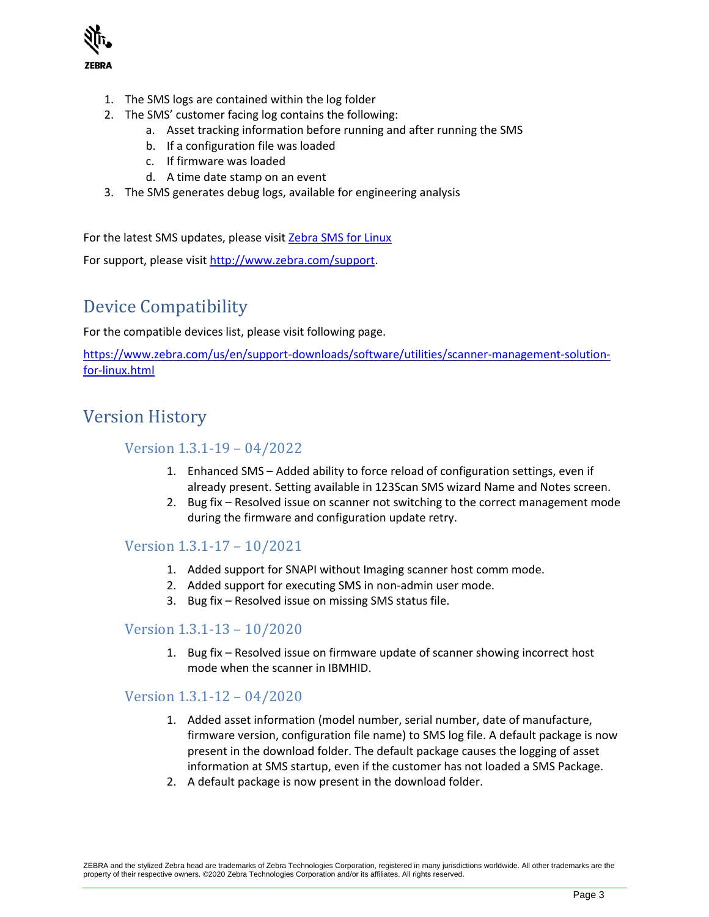1. The SMS logs are contained within the log folder
2. The SMS' customer facing log contains the following:
    a. Asset tracking information before running and after running the SMS
    b. If a configuration file was loaded
    c. If firmware was loaded
    d. A time date stamp on an event
3. The SMS generates debug logs, available for engineering analysis

For the latest SMS updates, please visit [Zebra SMS for Linux](https://www.zebra.com/us/en/support-downloads/software/utilities/scanner-management-solution-for-linux.html)

For support, please visit [http://www.zebra.com/support](http://www.zebra.com/support).

# Device Compatibility

For the compatible devices list, please visit following page.

[https://www.zebra.com/us/en/support-downloads/software/utilities/scanner-management-solution-for-linux.html](https://www.zebra.com/us/en/support-downloads/software/utilities/scanner-management-solution-for-linux.html)

# Version History

## Version 1.3.1-19 – 04/2022

1. Enhanced SMS – Added ability to force reload of configuration settings, even if already present. Setting available in 123Scan SMS wizard Name and Notes screen.
2. Bug fix – Resolved issue on scanner not switching to the correct management mode during the firmware and configuration update retry.

## Version 1.3.1-17 – 10/2021

1. Added support for SNAPI without Imaging scanner host comm mode.
2. Added support for executing SMS in non-admin user mode.
3. Bug fix – Resolved issue on missing SMS status file.

## Version 1.3.1-13 – 10/2020

1. Bug fix – Resolved issue on firmware update of scanner showing incorrect host mode when the scanner in IBMHID.

## Version 1.3.1-12 – 04/2020

1. Added asset information (model number, serial number, date of manufacture, firmware version, configuration file name) to SMS log file. A default package is now present in the download folder. The default package causes the logging of asset information at SMS startup, even if the customer has not loaded a SMS Package.
2. A default package is now present in the download folder.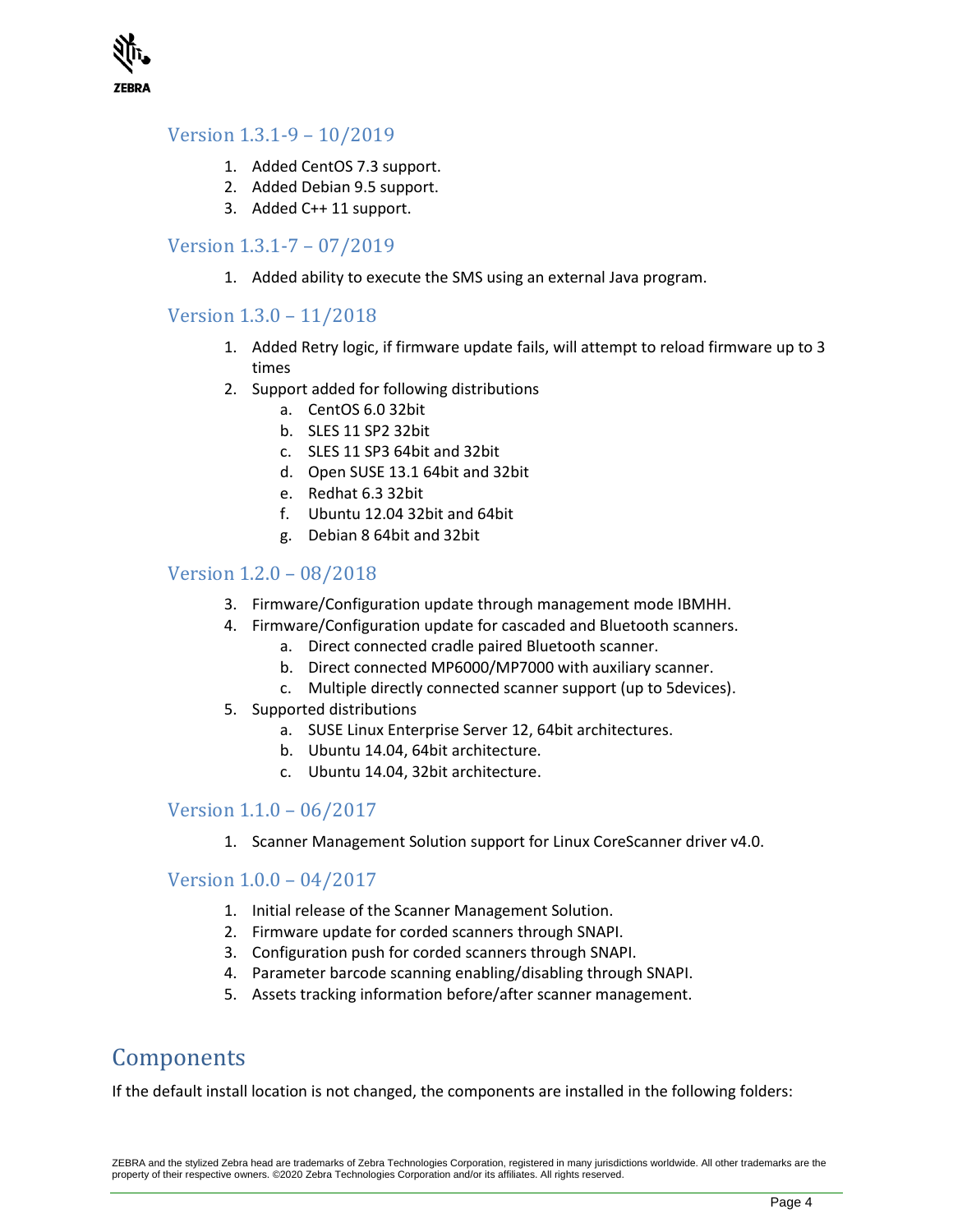### Version 1.3.1-9 – 10/2019

1. Added CentOS 7.3 support.
2. Added Debian 9.5 support.
3. Added C++ 11 support.

### Version 1.3.1-7 – 07/2019

1. Added ability to execute the SMS using an external Java program.

### Version 1.3.0 – 11/2018

1. Added Retry logic, if firmware update fails, will attempt to reload firmware up to 3 times
2. Support added for following distributions
    a. CentOS 6.0 32bit
    b. SLES 11 SP2 32bit
    c. SLES 11 SP3 64bit and 32bit
    d. Open SUSE 13.1 64bit and 32bit
    e. Redhat 6.3 32bit
    f. Ubuntu 12.04 32bit and 64bit
    g. Debian 8 64bit and 32bit

### Version 1.2.0 – 08/2018

3. Firmware/Configuration update through management mode IBMHH.
4. Firmware/Configuration update for cascaded and Bluetooth scanners.
    a. Direct connected cradle paired Bluetooth scanner.
    b. Direct connected MP6000/MP7000 with auxiliary scanner.
    c. Multiple directly connected scanner support (up to 5devices).
5. Supported distributions
    a. SUSE Linux Enterprise Server 12, 64bit architectures.
    b. Ubuntu 14.04, 64bit architecture.
    c. Ubuntu 14.04, 32bit architecture.

### Version 1.1.0 – 06/2017

1. Scanner Management Solution support for Linux CoreScanner driver v4.0.

### Version 1.0.0 – 04/2017

1. Initial release of the Scanner Management Solution.
2. Firmware update for corded scanners through SNAPI.
3. Configuration push for corded scanners through SNAPI.
4. Parameter barcode scanning enabling/disabling through SNAPI.
5. Assets tracking information before/after scanner management.

## Components

If the default install location is not changed, the components are installed in the following folders: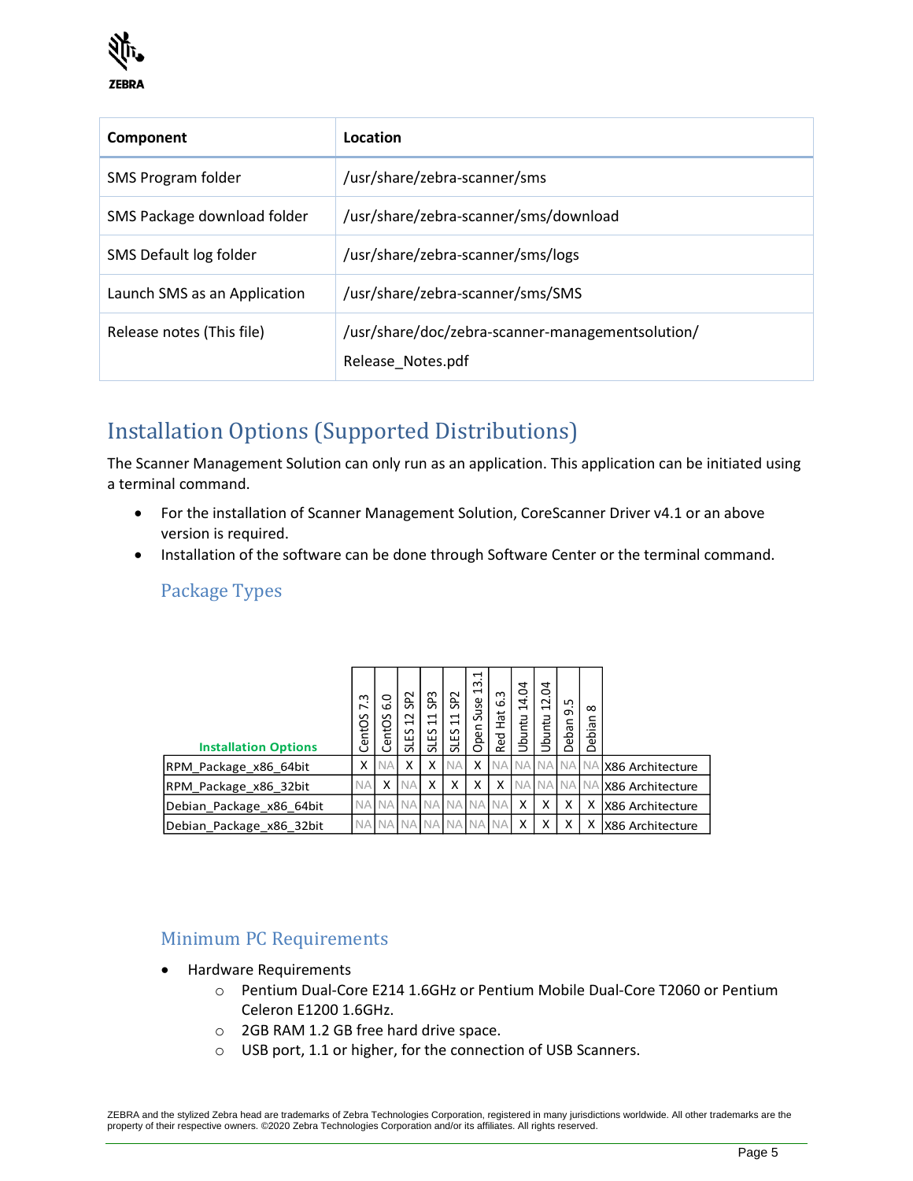| Component | Location |
| --- | --- |
| SMS Program folder | /usr/share/zebra-scanner/sms |
| SMS Package download folder | /usr/share/zebra-scanner/sms/download |
| SMS Default log folder | /usr/share/zebra-scanner/sms/logs |
| Launch SMS as an Application | /usr/share/zebra-scanner/sms/SMS |
| Release notes (This file) | /usr/share/doc/zebra-scanner-managementsolution/ Release_Notes.pdf |

## Installation Options (Supported Distributions)

The Scanner Management Solution can only run as an application. This application can be initiated using a terminal command.

- For the installation of Scanner Management Solution, CoreScanner Driver v4.1 or an above version is required.
- Installation of the software can be done through Software Center or the terminal command.

### Package Types

| Installation Options | CentOS 7.3 | CentOS 6.0 | SLES 12 SP2 | SLES 11 SP3 | SLES 11 SP2 | Open Suse 13.1 | Red Hat 6.3 | Ubuntu 14.04 | Ubuntu 12.04 | Deban 9.5 | Debian 8 | |
| --- | --- | --- | --- | --- | --- | --- | --- | --- | --- | --- | --- | --- |
| RPM_Package_x86_64bit | X | NA | X | X | NA | X | NA | NA | NA | NA | NA | X86 Architecture |
| RPM_Package_x86_32bit | NA | X | NA | X | X | X | X | NA | NA | NA | NA | X86 Architecture |
| Debian_Package_x86_64bit | NA | NA | NA | NA | NA | NA | NA | X | X | X | X | X86 Architecture |
| Debian_Package_x86_32bit | NA | NA | NA | NA | NA | NA | NA | X | X | X | X | X86 Architecture |

### Minimum PC Requirements

- Hardware Requirements
  - Pentium Dual-Core E214 1.6GHz or Pentium Mobile Dual-Core T2060 or Pentium Celeron E1200 1.6GHz.
  - 2GB RAM 1.2 GB free hard drive space.
  - USB port, 1.1 or higher, for the connection of USB Scanners.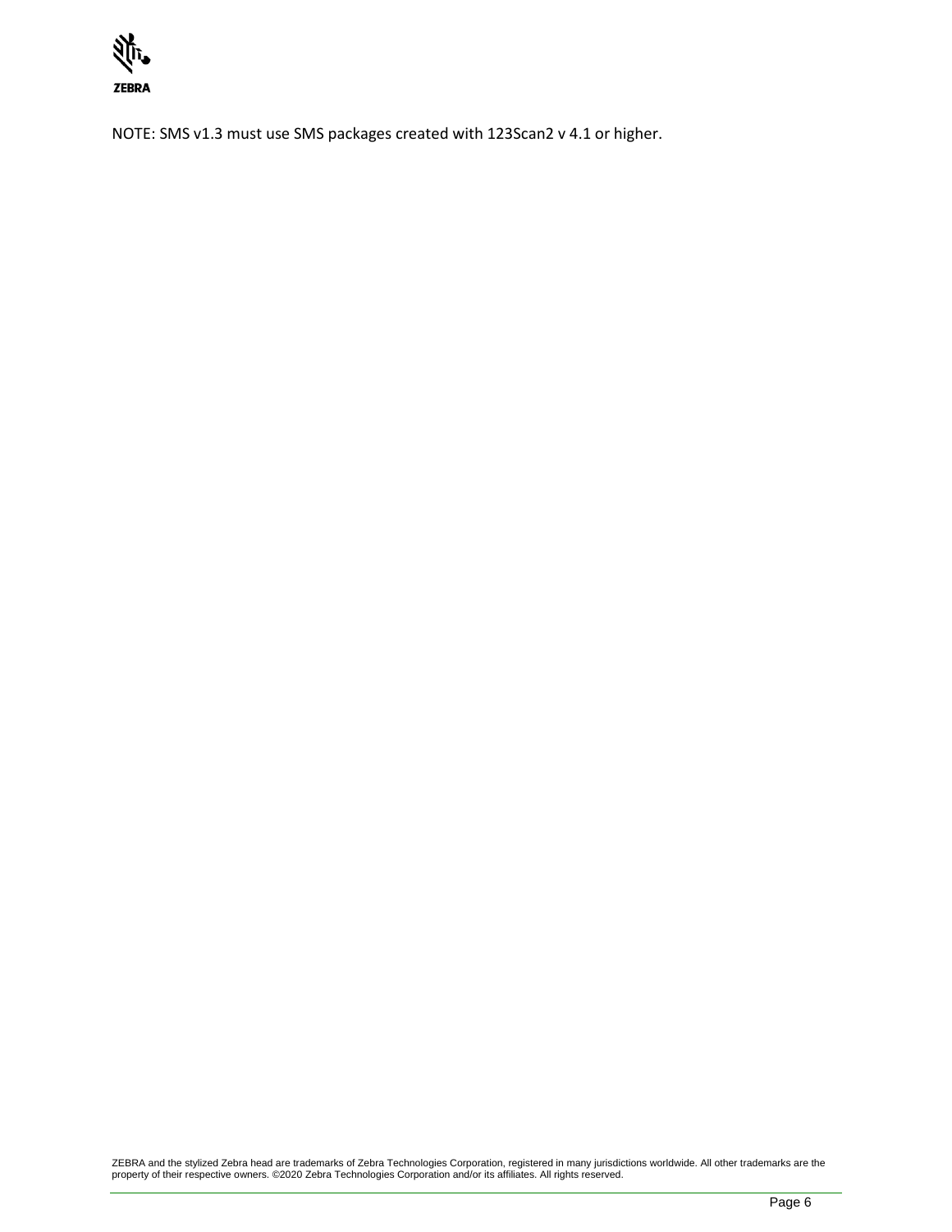NOTE: SMS v1.3 must use SMS packages created with 123Scan2 v 4.1 or higher.